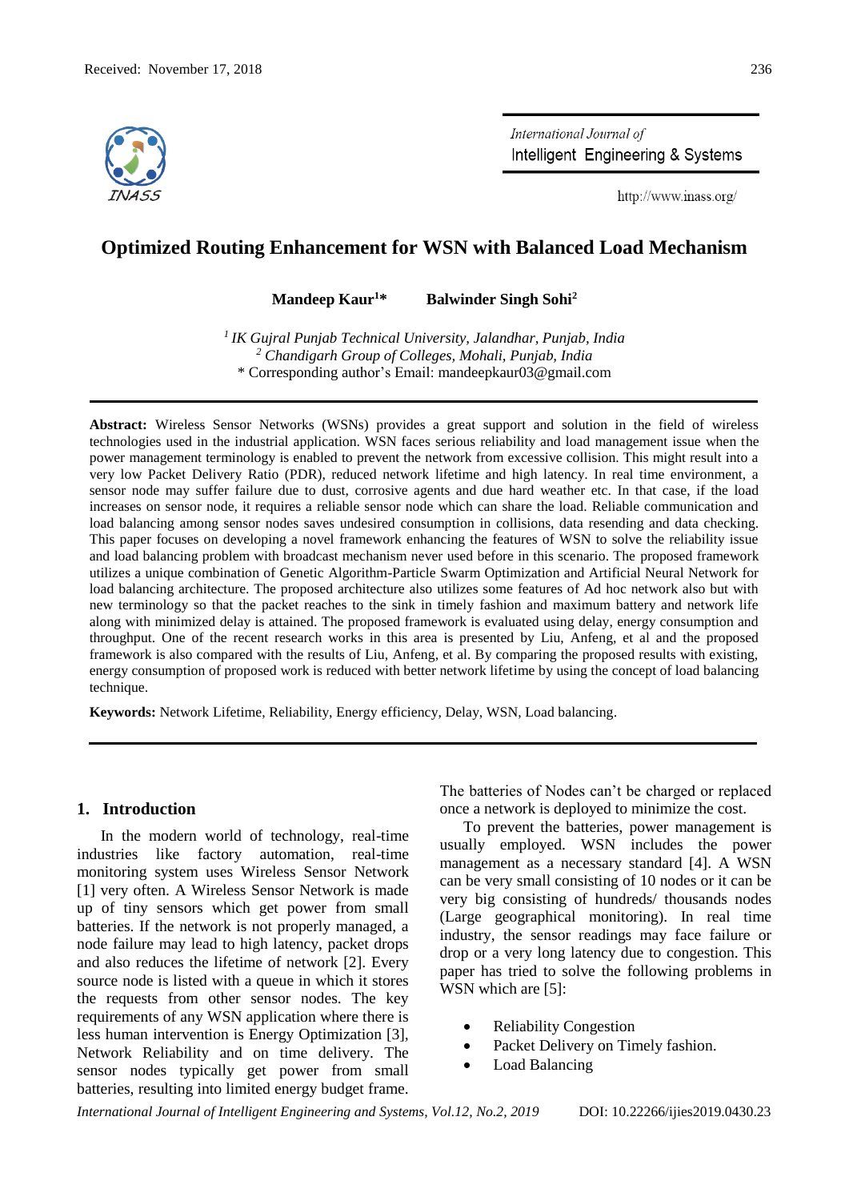Received: November 17, 2018

# Optimized Routing Enhancement for WSN with Balanced Load Mechanism

**Mandeep Kaur[1]*** **Balwinder Singh Sohi[2]**

*[1] IK Gujral Punjab Technical University, Jalandhar, Punjab, India*
*[2] Chandigarh Group of Colleges, Mohali, Punjab, India*
\* Corresponding author's Email: mandeepkaur03@gmail.com

**Abstract:** Wireless Sensor Networks (WSNs) provides a great support and solution in the field of wireless technologies used in the industrial application. WSN faces serious reliability and load management issue when the power management terminology is enabled to prevent the network from excessive collision. This might result into a very low Packet Delivery Ratio (PDR), reduced network lifetime and high latency. In real time environment, a sensor node may suffer failure due to dust, corrosive agents and due hard weather etc. In that case, if the load increases on sensor node, it requires a reliable sensor node which can share the load. Reliable communication and load balancing among sensor nodes saves undesired consumption in collisions, data resending and data checking. This paper focuses on developing a novel framework enhancing the features of WSN to solve the reliability issue and load balancing problem with broadcast mechanism never used before in this scenario. The proposed framework utilizes a unique combination of Genetic Algorithm-Particle Swarm Optimization and Artificial Neural Network for load balancing architecture. The proposed architecture also utilizes some features of Ad hoc network also but with new terminology so that the packet reaches to the sink in timely fashion and maximum battery and network life along with minimized delay is attained. The proposed framework is evaluated using delay, energy consumption and throughput. One of the recent research works in this area is presented by Liu, Anfeng, et al and the proposed framework is also compared with the results of Liu, Anfeng, et al. By comparing the proposed results with existing, energy consumption of proposed work is reduced with better network lifetime by using the concept of load balancing technique.

**Keywords:** Network Lifetime, Reliability, Energy efficiency, Delay, WSN, Load balancing.

## 1. Introduction

In the modern world of technology, real-time industries like factory automation, real-time monitoring system uses Wireless Sensor Network [1] very often. A Wireless Sensor Network is made up of tiny sensors which get power from small batteries. If the network is not properly managed, a node failure may lead to high latency, packet drops and also reduces the lifetime of network [2]. Every source node is listed with a queue in which it stores the requests from other sensor nodes. The key requirements of any WSN application where there is less human intervention is Energy Optimization [3], Network Reliability and on time delivery. The sensor nodes typically get power from small batteries, resulting into limited energy budget frame. The batteries of Nodes can't be charged or replaced once a network is deployed to minimize the cost.

To prevent the batteries, power management is usually employed. WSN includes the power management as a necessary standard [4]. A WSN can be very small consisting of 10 nodes or it can be very big consisting of hundreds/ thousands nodes (Large geographical monitoring). In real time industry, the sensor readings may face failure or drop or a very long latency due to congestion. This paper has tried to solve the following problems in WSN which are [5]:

- Reliability Congestion
- Packet Delivery on Timely fashion.
- Load Balancing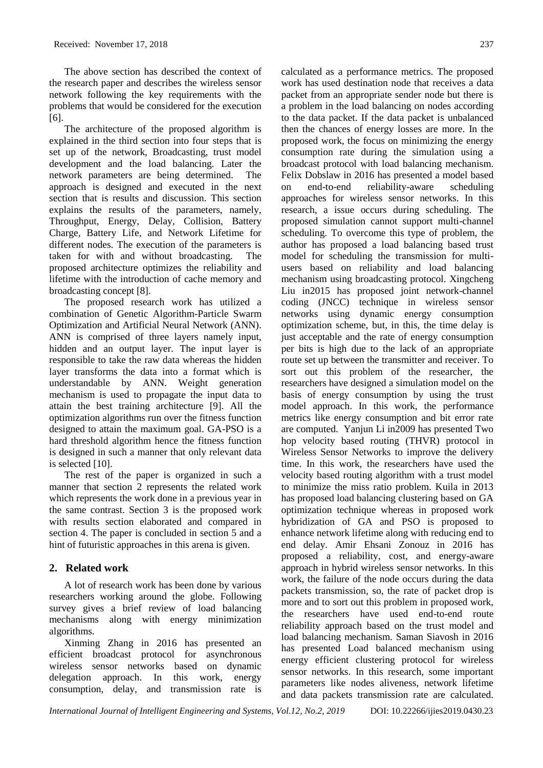The above section has described the context of the research paper and describes the wireless sensor network following the key requirements with the problems that would be considered for the execution [6].

The architecture of the proposed algorithm is explained in the third section into four steps that is set up of the network, Broadcasting, trust model development and the load balancing. Later the network parameters are being determined. The approach is designed and executed in the next section that is results and discussion. This section explains the results of the parameters, namely, Throughput, Energy, Delay, Collision, Battery Charge, Battery Life, and Network Lifetime for different nodes. The execution of the parameters is taken for with and without broadcasting. The proposed architecture optimizes the reliability and lifetime with the introduction of cache memory and broadcasting concept [8].

The proposed research work has utilized a combination of Genetic Algorithm-Particle Swarm Optimization and Artificial Neural Network (ANN). ANN is comprised of three layers namely input, hidden and an output layer. The input layer is responsible to take the raw data whereas the hidden layer transforms the data into a format which is understandable by ANN. Weight generation mechanism is used to propagate the input data to attain the best training architecture [9]. All the optimization algorithms run over the fitness function designed to attain the maximum goal. GA-PSO is a hard threshold algorithm hence the fitness function is designed in such a manner that only relevant data is selected [10].

The rest of the paper is organized in such a manner that section 2 represents the related work which represents the work done in a previous year in the same contrast. Section 3 is the proposed work with results section elaborated and compared in section 4. The paper is concluded in section 5 and a hint of futuristic approaches in this arena is given.

## 2. Related work

A lot of research work has been done by various researchers working around the globe. Following survey gives a brief review of load balancing mechanisms along with energy minimization algorithms.

Xinming Zhang in 2016 has presented an efficient broadcast protocol for asynchronous wireless sensor networks based on dynamic delegation approach. In this work, energy consumption, delay, and transmission rate is calculated as a performance metrics. The proposed work has used destination node that receives a data packet from an appropriate sender node but there is a problem in the load balancing on nodes according to the data packet. If the data packet is unbalanced then the chances of energy losses are more. In the proposed work, the focus on minimizing the energy consumption rate during the simulation using a broadcast protocol with load balancing mechanism. Felix Dobslaw in 2016 has presented a model based on end-to-end reliability-aware scheduling approaches for wireless sensor networks. In this research, a issue occurs during scheduling. The proposed simulation cannot support multi-channel scheduling. To overcome this type of problem, the author has proposed a load balancing based trust model for scheduling the transmission for multi-users based on reliability and load balancing mechanism using broadcasting protocol. Xingcheng Liu in2015 has proposed joint network-channel coding (JNCC) technique in wireless sensor networks using dynamic energy consumption optimization scheme, but, in this, the time delay is just acceptable and the rate of energy consumption per bits is high due to the lack of an appropriate route set up between the transmitter and receiver. To sort out this problem of the researcher, the researchers have designed a simulation model on the basis of energy consumption by using the trust model approach. In this work, the performance metrics like energy consumption and bit error rate are computed. Yanjun Li in2009 has presented Two hop velocity based routing (THVR) protocol in Wireless Sensor Networks to improve the delivery time. In this work, the researchers have used the velocity based routing algorithm with a trust model to minimize the miss ratio problem. Kuila in 2013 has proposed load balancing clustering based on GA optimization technique whereas in proposed work hybridization of GA and PSO is proposed to enhance network lifetime along with reducing end to end delay. Amir Ehsani Zonouz in 2016 has proposed a reliability, cost, and energy-aware approach in hybrid wireless sensor networks. In this work, the failure of the node occurs during the data packets transmission, so, the rate of packet drop is more and to sort out this problem in proposed work, the researchers have used end-to-end route reliability approach based on the trust model and load balancing mechanism. Saman Siavosh in 2016 has presented Load balanced mechanism using energy efficient clustering protocol for wireless sensor networks. In this research, some important parameters like nodes aliveness, network lifetime and data packets transmission rate are calculated.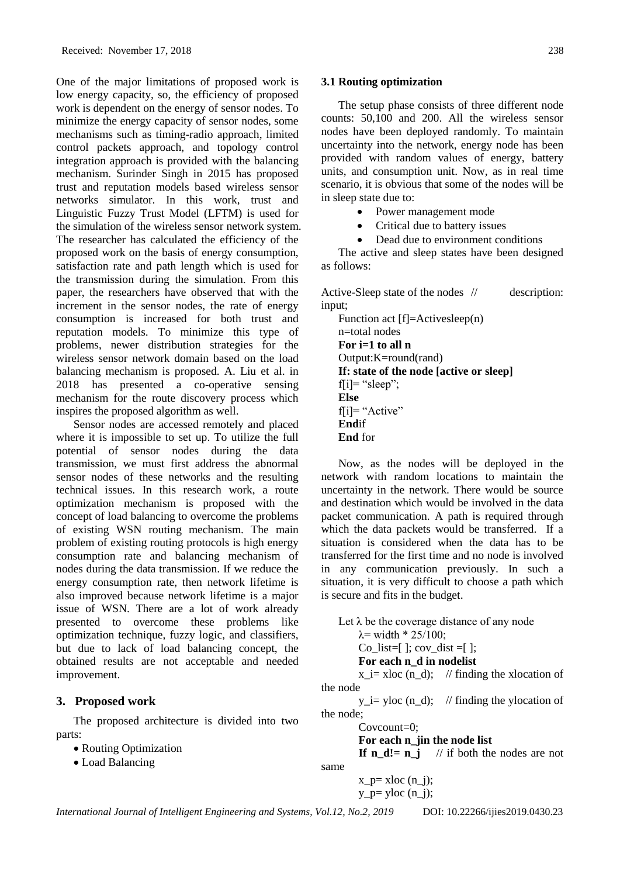One of the major limitations of proposed work is low energy capacity, so, the efficiency of proposed work is dependent on the energy of sensor nodes. To minimize the energy capacity of sensor nodes, some mechanisms such as timing-radio approach, limited control packets approach, and topology control integration approach is provided with the balancing mechanism. Surinder Singh in 2015 has proposed trust and reputation models based wireless sensor networks simulator. In this work, trust and Linguistic Fuzzy Trust Model (LFTM) is used for the simulation of the wireless sensor network system. The researcher has calculated the efficiency of the proposed work on the basis of energy consumption, satisfaction rate and path length which is used for the transmission during the simulation. From this paper, the researchers have observed that with the increment in the sensor nodes, the rate of energy consumption is increased for both trust and reputation models. To minimize this type of problems, newer distribution strategies for the wireless sensor network domain based on the load balancing mechanism is proposed. A. Liu et al. in 2018 has presented a co-operative sensing mechanism for the route discovery process which inspires the proposed algorithm as well.

Sensor nodes are accessed remotely and placed where it is impossible to set up. To utilize the full potential of sensor nodes during the data transmission, we must first address the abnormal sensor nodes of these networks and the resulting technical issues. In this research work, a route optimization mechanism is proposed with the concept of load balancing to overcome the problems of existing WSN routing mechanism. The main problem of existing routing protocols is high energy consumption rate and balancing mechanism of nodes during the data transmission. If we reduce the energy consumption rate, then network lifetime is also improved because network lifetime is a major issue of WSN. There are a lot of work already presented to overcome these problems like optimization technique, fuzzy logic, and classifiers, but due to lack of load balancing concept, the obtained results are not acceptable and needed improvement.

## 3. Proposed work

The proposed architecture is divided into two parts:

- Routing Optimization
- Load Balancing

### 3.1 Routing optimization

The setup phase consists of three different node counts: 50,100 and 200. All the wireless sensor nodes have been deployed randomly. To maintain uncertainty into the network, energy node has been provided with random values of energy, battery units, and consumption unit. Now, as in real time scenario, it is obvious that some of the nodes will be in sleep state due to:

- Power management mode
- Critical due to battery issues
- Dead due to environment conditions

The active and sleep states have been designed as follows:

```
Active-Sleep state of the nodes  //  description: input;
Function act [f]=Activesleep(n)
n=total nodes
For i=1 to all n
Output:K=round(rand)
If: state of the node [active or sleep]
f[i]= "sleep";
Else
f[i]= "Active"
Endif
End for
```

Now, as the nodes will be deployed in the network with random locations to maintain the uncertainty in the network. There would be source and destination which would be involved in the data packet communication. A path is required through which the data packets would be transferred. If a situation is considered when the data has to be transferred for the first time and no node is involved in any communication previously. In such a situation, it is very difficult to choose a path which is secure and fits in the budget.

```
Let λ be the coverage distance of any node
λ= width * 25/100;
Co_list=[ ]; cov_dist =[ ];
For each n_d in nodelist
x_i= xloc (n_d);   // finding the xlocation of the node
y_i= yloc (n_d);   // finding the ylocation of the node;
Covcount=0;
For each n_jin the node list
If n_d!= n_j    // if both the nodes are not same
x_p= xloc (n_j);
y_p= yloc (n_j);
```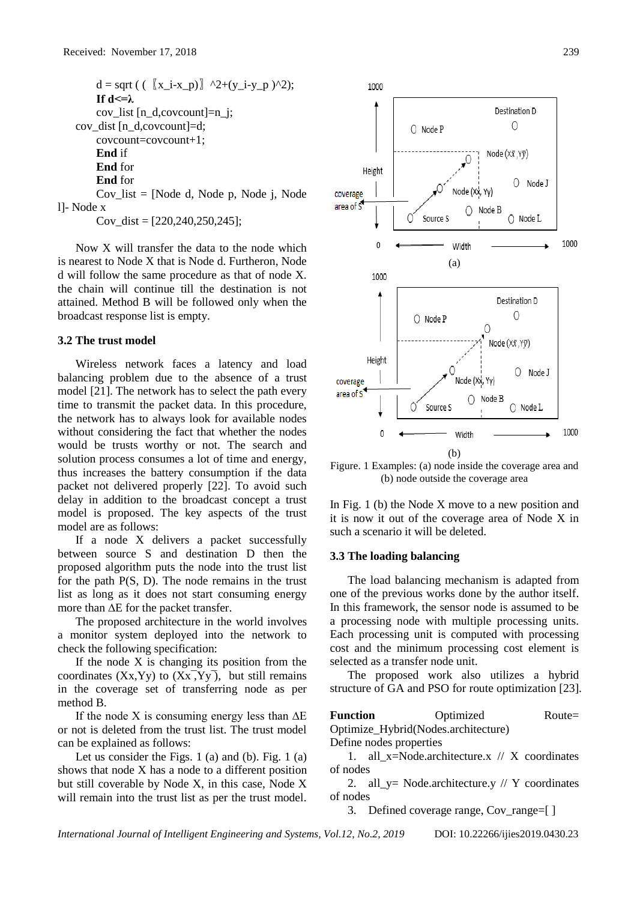```
d = sqrt ( ( 〖x_i-x_p)〗 ^2+(y_i-y_p )^2);
If d<=λ
cov_list [n_d,covcount]=n_j;
cov_dist [n_d,covcount]=d;
covcount=covcount+1;
End if
End for
End for
Cov_list = [Node d, Node p, Node j, Node l]- Node x
Cov_dist = [220,240,250,245];
```

Now X will transfer the data to the node which is nearest to Node X that is Node d. Furtheron, Node d will follow the same procedure as that of node X. the chain will continue till the destination is not attained. Method B will be followed only when the broadcast response list is empty.

### 3.2 The trust model

Wireless network faces a latency and load balancing problem due to the absence of a trust model [21]. The network has to select the path every time to transmit the packet data. In this procedure, the network has to always look for available nodes without considering the fact that whether the nodes would be trusts worthy or not. The search and solution process consumes a lot of time and energy, thus increases the battery consumption if the data packet not delivered properly [22]. To avoid such delay in addition to the broadcast concept a trust model is proposed. The key aspects of the trust model are as follows:

If a node X delivers a packet successfully between source S and destination D then the proposed algorithm puts the node into the trust list for the path P(S, D). The node remains in the trust list as long as it does not start consuming energy more than ΔE for the packet transfer.

The proposed architecture in the world involves a monitor system deployed into the network to check the following specification:

If the node X is changing its position from the coordinates (Xx,Yy) to $(\overline{Xx},\overline{Yy})$, but still remains in the coverage set of transferring node as per method B.

If the node X is consuming energy less than ΔE or not is deleted from the trust list. The trust model can be explained as follows:

Let us consider the Figs. 1 (a) and (b). Fig. 1 (a) shows that node X has a node to a different position but still coverable by Node X, in this case, Node X will remain into the trust list as per the trust model.

Figure. 1 Examples: (a) node inside the coverage area and (b) node outside the coverage area

In Fig. 1 (b) the Node X move to a new position and it is now it out of the coverage area of Node X in such a scenario it will be deleted.

### 3.3 The loading balancing

The load balancing mechanism is adapted from one of the previous works done by the author itself. In this framework, the sensor node is assumed to be a processing node with multiple processing units. Each processing unit is computed with processing cost and the minimum processing cost element is selected as a transfer node unit.

The proposed work also utilizes a hybrid structure of GA and PSO for route optimization [23].

```
Function Optimized Route= Optimize_Hybrid(Nodes.architecture)
Define nodes properties
1. all_x=Node.architecture.x // X coordinates of nodes
2. all_y= Node.architecture.y // Y coordinates of nodes
3. Defined coverage range, Cov_range=[ ]
```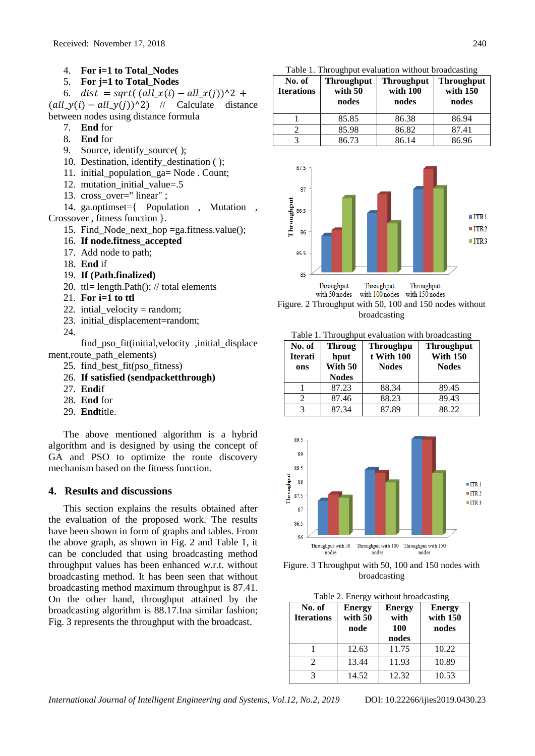4. **For i=1 to Total_Nodes**
5. **For j=1 to Total_Nodes**
6. $dist = sqrt((all\_x(i) - all\_x(j))^2 + (all\_y(i) - all\_y(j))^2)$ // Calculate distance between nodes using distance formula
7. **End** for
8. **End** for
9. Source, identify_source( );
10. Destination, identify_destination ( );
11. initial_population_ga= Node . Count;
12. mutation_initial_value=.5
13. cross_over=" linear" ;
14. ga.optimset={ Population , Mutation , Crossover , fitness function }.
15. Find_Node_next_hop =ga.fitness.value();
16. **If node.fitness_accepted**
17. Add node to path;
18. **End** if
19. **If (Path.finalized)**
20. ttl= length.Path(); // total elements
21. **For i=1 to ttl**
22. intial_velocity = random;
23. initial_displacement=random;
24. find_pso_fit(initial,velocity ,initial_displacement,route_path_elements)
25. find_best_fit(pso_fitness)
26. **If satisfied (sendpacketthrough)**
27. **End**if
28. **End** for
29. **End**title.

The above mentioned algorithm is a hybrid algorithm and is designed by using the concept of GA and PSO to optimize the route discovery mechanism based on the fitness function.

## 4. Results and discussions

This section explains the results obtained after the evaluation of the proposed work. The results have been shown in form of graphs and tables. From the above graph, as shown in Fig. 2 and Table 1, it can be concluded that using broadcasting method throughput values has been enhanced w.r.t. without broadcasting method. It has been seen that without broadcasting method maximum throughput is 87.41. On the other hand, throughput attained by the broadcasting algorithm is 88.17.Ina similar fashion; Fig. 3 represents the throughput with the broadcast.

Table 1. Throughput evaluation without broadcasting

| No. of Iterations | Throughput with 50 nodes | Throughput with 100 nodes | Throughput with 150 nodes |
|---|---|---|---|
| 1 | 85.85 | 86.38 | 86.94 |
| 2 | 85.98 | 86.82 | 87.41 |
| 3 | 86.73 | 86.14 | 86.96 |

Figure. 2 Throughput with 50, 100 and 150 nodes without broadcasting

Table 1. Throughput evaluation with broadcasting

| No. of Iterations | Throughput With 50 Nodes | Throughput With 100 Nodes | Throughput With 150 Nodes |
|---|---|---|---|
| 1 | 87.23 | 88.34 | 89.45 |
| 2 | 87.46 | 88.23 | 89.43 |
| 3 | 87.34 | 87.89 | 88.22 |

Figure. 3 Throughput with 50, 100 and 150 nodes with broadcasting

Table 2. Energy without broadcasting

| No. of Iterations | Energy with 50 node | Energy with 100 nodes | Energy with 150 nodes |
|---|---|---|---|
| 1 | 12.63 | 11.75 | 10.22 |
| 2 | 13.44 | 11.93 | 10.89 |
| 3 | 14.52 | 12.32 | 10.53 |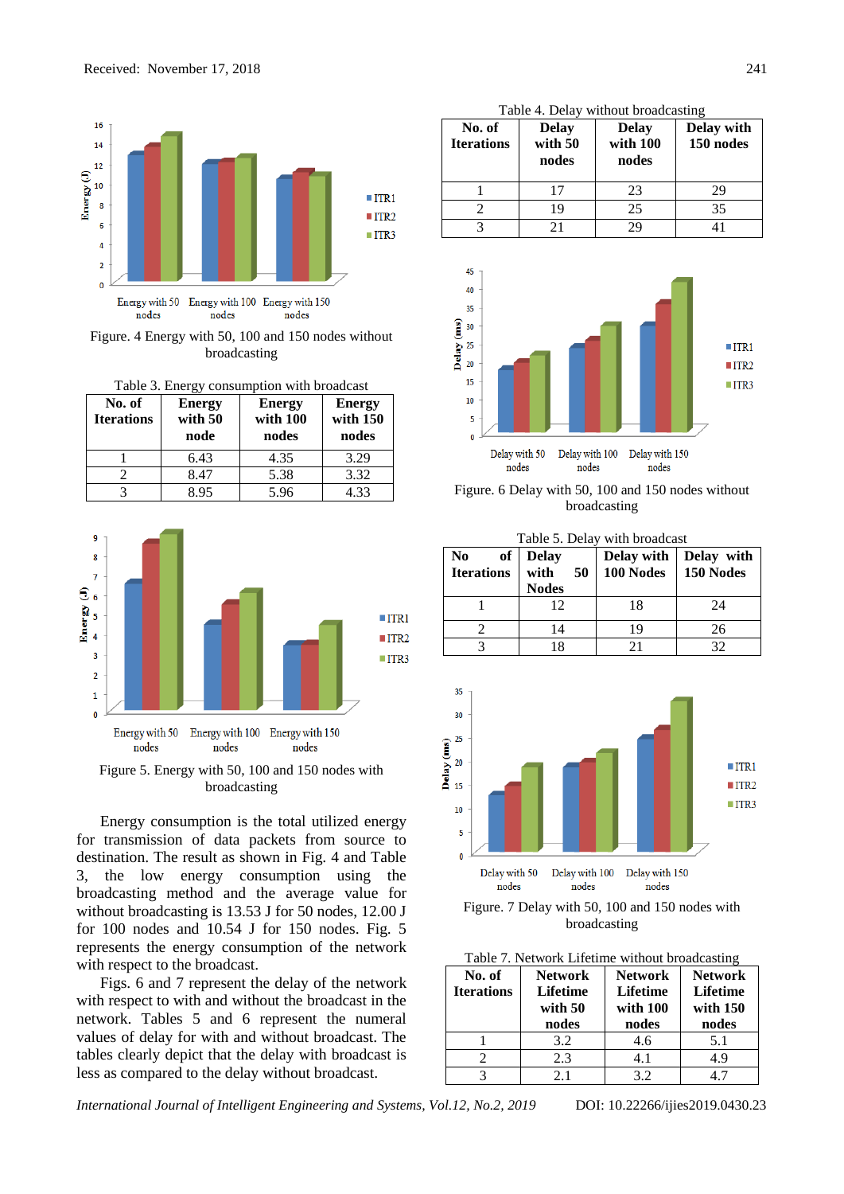Figure. 4 Energy with 50, 100 and 150 nodes without broadcasting

Table 3. Energy consumption with broadcast

| No. of Iterations | Energy with 50 node | Energy with 100 nodes | Energy with 150 nodes |
|---|---|---|---|
| 1 | 6.43 | 4.35 | 3.29 |
| 2 | 8.47 | 5.38 | 3.32 |
| 3 | 8.95 | 5.96 | 4.33 |

Figure 5. Energy with 50, 100 and 150 nodes with broadcasting

Energy consumption is the total utilized energy for transmission of data packets from source to destination. The result as shown in Fig. 4 and Table 3, the low energy consumption using the broadcasting method and the average value for without broadcasting is 13.53 J for 50 nodes, 12.00 J for 100 nodes and 10.54 J for 150 nodes. Fig. 5 represents the energy consumption of the network with respect to the broadcast.

Figs. 6 and 7 represent the delay of the network with respect to with and without the broadcast in the network. Tables 5 and 6 represent the numeral values of delay for with and without broadcast. The tables clearly depict that the delay with broadcast is less as compared to the delay without broadcast.

Table 4. Delay without broadcasting

| No. of Iterations | Delay with 50 nodes | Delay with 100 nodes | Delay with 150 nodes |
|---|---|---|---|
| 1 | 17 | 23 | 29 |
| 2 | 19 | 25 | 35 |
| 3 | 21 | 29 | 41 |

Figure. 6 Delay with 50, 100 and 150 nodes without broadcasting

Table 5. Delay with broadcast

| No of Iterations | Delay with 50 Nodes | Delay with 100 Nodes | Delay with 150 Nodes |
|---|---|---|---|
| 1 | 12 | 18 | 24 |
| 2 | 14 | 19 | 26 |
| 3 | 18 | 21 | 32 |

Figure. 7 Delay with 50, 100 and 150 nodes with broadcasting

Table 7. Network Lifetime without broadcasting

| No. of Iterations | Network Lifetime with 50 nodes | Network Lifetime with 100 nodes | Network Lifetime with 150 nodes |
|---|---|---|---|
| 1 | 3.2 | 4.6 | 5.1 |
| 2 | 2.3 | 4.1 | 4.9 |
| 3 | 2.1 | 3.2 | 4.7 |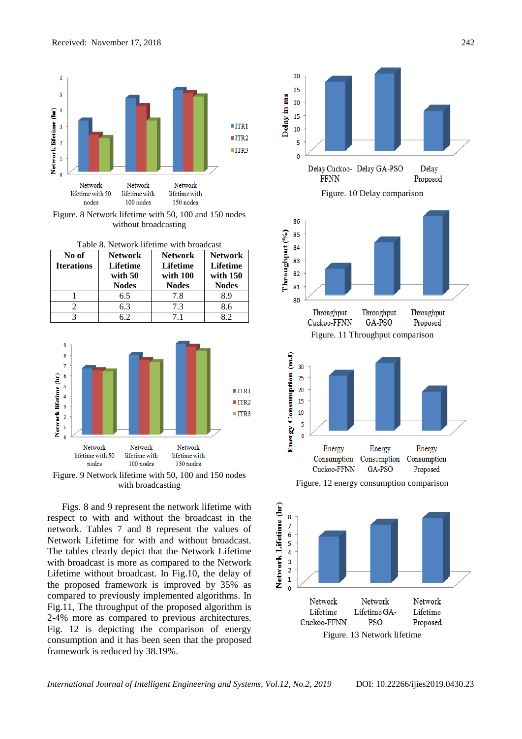Received: November 17, 2018

Figure. 8 Network lifetime with 50, 100 and 150 nodes without broadcasting

Table 8. Network lifetime with broadcast

| No of Iterations | Network Lifetime with 50 Nodes | Network Lifetime with 100 Nodes | Network Lifetime with 150 Nodes |
|---|---|---|---|
| 1 | 6.5 | 7.8 | 8.9 |
| 2 | 6.3 | 7.3 | 8.6 |
| 3 | 6.2 | 7.1 | 8.2 |

Figure. 9 Network lifetime with 50, 100 and 150 nodes with broadcasting

Figs. 8 and 9 represent the network lifetime with respect to with and without the broadcast in the network. Tables 7 and 8 represent the values of Network Lifetime for with and without broadcast. The tables clearly depict that the Network Lifetime with broadcast is more as compared to the Network Lifetime without broadcast. In Fig.10, the delay of the proposed framework is improved by 35% as compared to previously implemented algorithms. In Fig.11, The throughput of the proposed algorithm is 2-4% more as compared to previous architectures. Fig. 12 is depicting the comparison of energy consumption and it has been seen that the proposed framework is reduced by 38.19%.

Figure. 10 Delay comparison

Figure. 11 Throughput comparison

Figure. 12 energy consumption comparison

Figure. 13 Network lifetime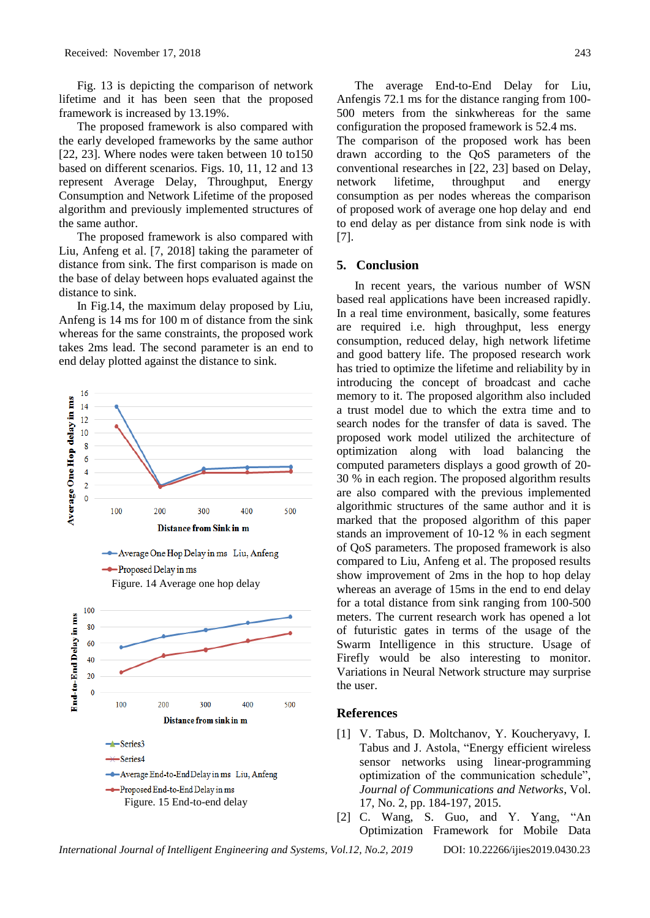Fig. 13 is depicting the comparison of network lifetime and it has been seen that the proposed framework is increased by 13.19%.

The proposed framework is also compared with the early developed frameworks by the same author [22, 23]. Where nodes were taken between 10 to150 based on different scenarios. Figs. 10, 11, 12 and 13 represent Average Delay, Throughput, Energy Consumption and Network Lifetime of the proposed algorithm and previously implemented structures of the same author.

The proposed framework is also compared with Liu, Anfeng et al. [7, 2018] taking the parameter of distance from sink. The first comparison is made on the base of delay between hops evaluated against the distance to sink.

In Fig.14, the maximum delay proposed by Liu, Anfeng is 14 ms for 100 m of distance from the sink whereas for the same constraints, the proposed work takes 2ms lead. The second parameter is an end to end delay plotted against the distance to sink.

Figure. 14 Average one hop delay

Figure. 15 End-to-end delay

The average End-to-End Delay for Liu, Anfengis 72.1 ms for the distance ranging from 100-500 meters from the sinkwhereas for the same configuration the proposed framework is 52.4 ms. The comparison of the proposed work has been drawn according to the QoS parameters of the conventional researches in [22, 23] based on Delay, network lifetime, throughput and energy consumption as per nodes whereas the comparison of proposed work of average one hop delay and end to end delay as per distance from sink node is with [7].

## 5. Conclusion

In recent years, the various number of WSN based real applications have been increased rapidly. In a real time environment, basically, some features are required i.e. high throughput, less energy consumption, reduced delay, high network lifetime and good battery life. The proposed research work has tried to optimize the lifetime and reliability by in introducing the concept of broadcast and cache memory to it. The proposed algorithm also included a trust model due to which the extra time and to search nodes for the transfer of data is saved. The proposed work model utilized the architecture of optimization along with load balancing the computed parameters displays a good growth of 20-30 % in each region. The proposed algorithm results are also compared with the previous implemented algorithmic structures of the same author and it is marked that the proposed algorithm of this paper stands an improvement of 10-12 % in each segment of QoS parameters. The proposed framework is also compared to Liu, Anfeng et al. The proposed results show improvement of 2ms in the hop to hop delay whereas an average of 15ms in the end to end delay for a total distance from sink ranging from 100-500 meters. The current research work has opened a lot of futuristic gates in terms of the usage of the Swarm Intelligence in this structure. Usage of Firefly would be also interesting to monitor. Variations in Neural Network structure may surprise the user.

## References

[1] V. Tabus, D. Moltchanov, Y. Koucheryavy, I. Tabus and J. Astola, "Energy efficient wireless sensor networks using linear-programming optimization of the communication schedule", *Journal of Communications and Networks*, Vol. 17, No. 2, pp. 184-197, 2015.

[2] C. Wang, S. Guo, and Y. Yang, "An Optimization Framework for Mobile Data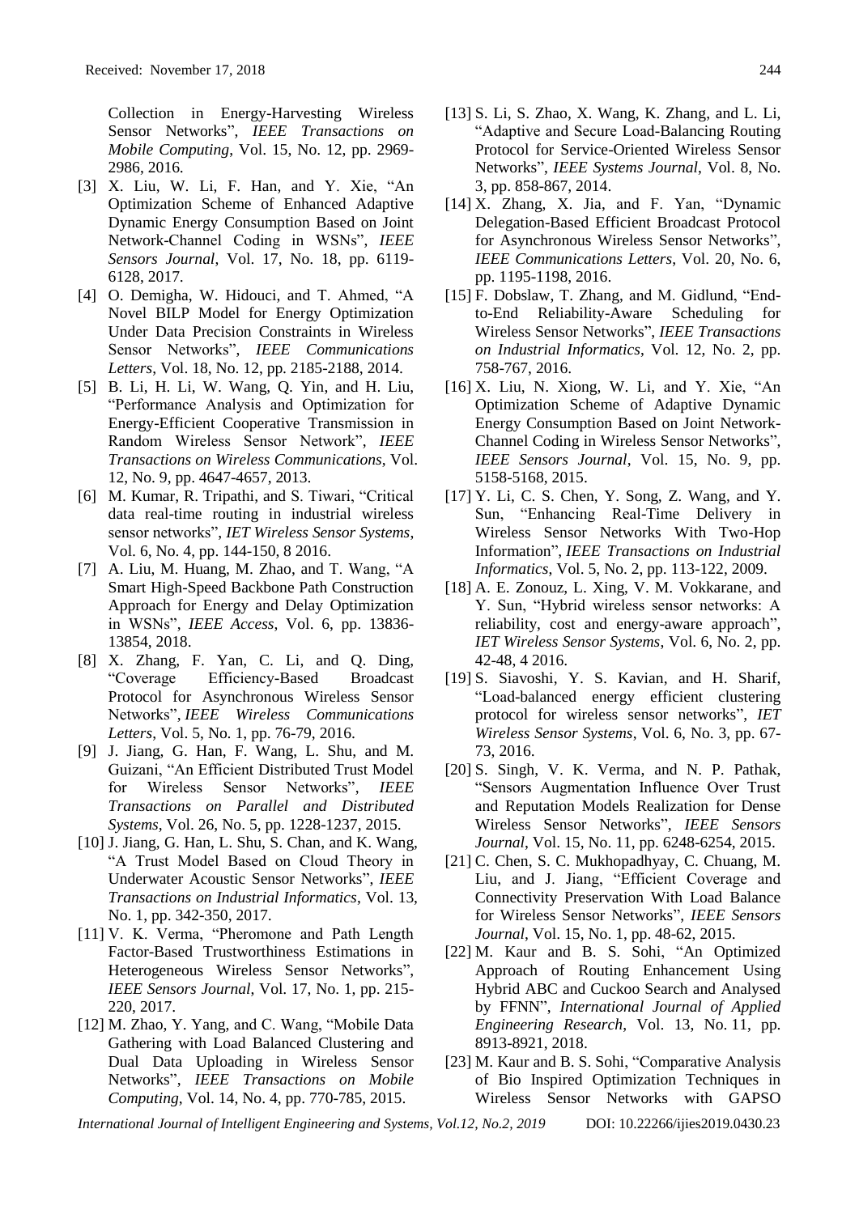Collection in Energy-Harvesting Wireless Sensor Networks", *IEEE Transactions on Mobile Computing*, Vol. 15, No. 12, pp. 2969-2986, 2016.

[3] X. Liu, W. Li, F. Han, and Y. Xie, "An Optimization Scheme of Enhanced Adaptive Dynamic Energy Consumption Based on Joint Network-Channel Coding in WSNs", *IEEE Sensors Journal*, Vol. 17, No. 18, pp. 6119-6128, 2017.

[4] O. Demigha, W. Hidouci, and T. Ahmed, "A Novel BILP Model for Energy Optimization Under Data Precision Constraints in Wireless Sensor Networks", *IEEE Communications Letters*, Vol. 18, No. 12, pp. 2185-2188, 2014.

[5] B. Li, H. Li, W. Wang, Q. Yin, and H. Liu, "Performance Analysis and Optimization for Energy-Efficient Cooperative Transmission in Random Wireless Sensor Network", *IEEE Transactions on Wireless Communications*, Vol. 12, No. 9, pp. 4647-4657, 2013.

[6] M. Kumar, R. Tripathi, and S. Tiwari, "Critical data real-time routing in industrial wireless sensor networks", *IET Wireless Sensor Systems*, Vol. 6, No. 4, pp. 144-150, 8 2016.

[7] A. Liu, M. Huang, M. Zhao, and T. Wang, "A Smart High-Speed Backbone Path Construction Approach for Energy and Delay Optimization in WSNs", *IEEE Access*, Vol. 6, pp. 13836-13854, 2018.

[8] X. Zhang, F. Yan, C. Li, and Q. Ding, "Coverage Efficiency-Based Broadcast Protocol for Asynchronous Wireless Sensor Networks", *IEEE Wireless Communications Letters*, Vol. 5, No. 1, pp. 76-79, 2016.

[9] J. Jiang, G. Han, F. Wang, L. Shu, and M. Guizani, "An Efficient Distributed Trust Model for Wireless Sensor Networks", *IEEE Transactions on Parallel and Distributed Systems*, Vol. 26, No. 5, pp. 1228-1237, 2015.

[10] J. Jiang, G. Han, L. Shu, S. Chan, and K. Wang, "A Trust Model Based on Cloud Theory in Underwater Acoustic Sensor Networks", *IEEE Transactions on Industrial Informatics*, Vol. 13, No. 1, pp. 342-350, 2017.

[11] V. K. Verma, "Pheromone and Path Length Factor-Based Trustworthiness Estimations in Heterogeneous Wireless Sensor Networks", *IEEE Sensors Journal*, Vol. 17, No. 1, pp. 215-220, 2017.

[12] M. Zhao, Y. Yang, and C. Wang, "Mobile Data Gathering with Load Balanced Clustering and Dual Data Uploading in Wireless Sensor Networks", *IEEE Transactions on Mobile Computing*, Vol. 14, No. 4, pp. 770-785, 2015.

[13] S. Li, S. Zhao, X. Wang, K. Zhang, and L. Li, "Adaptive and Secure Load-Balancing Routing Protocol for Service-Oriented Wireless Sensor Networks", *IEEE Systems Journal*, Vol. 8, No. 3, pp. 858-867, 2014.

[14] X. Zhang, X. Jia, and F. Yan, "Dynamic Delegation-Based Efficient Broadcast Protocol for Asynchronous Wireless Sensor Networks", *IEEE Communications Letters*, Vol. 20, No. 6, pp. 1195-1198, 2016.

[15] F. Dobslaw, T. Zhang, and M. Gidlund, "End-to-End Reliability-Aware Scheduling for Wireless Sensor Networks", *IEEE Transactions on Industrial Informatics*, Vol. 12, No. 2, pp. 758-767, 2016.

[16] X. Liu, N. Xiong, W. Li, and Y. Xie, "An Optimization Scheme of Adaptive Dynamic Energy Consumption Based on Joint Network-Channel Coding in Wireless Sensor Networks", *IEEE Sensors Journal*, Vol. 15, No. 9, pp. 5158-5168, 2015.

[17] Y. Li, C. S. Chen, Y. Song, Z. Wang, and Y. Sun, "Enhancing Real-Time Delivery in Wireless Sensor Networks With Two-Hop Information", *IEEE Transactions on Industrial Informatics*, Vol. 5, No. 2, pp. 113-122, 2009.

[18] A. E. Zonouz, L. Xing, V. M. Vokkarane, and Y. Sun, "Hybrid wireless sensor networks: A reliability, cost and energy-aware approach", *IET Wireless Sensor Systems*, Vol. 6, No. 2, pp. 42-48, 4 2016.

[19] S. Siavoshi, Y. S. Kavian, and H. Sharif, "Load-balanced energy efficient clustering protocol for wireless sensor networks", *IET Wireless Sensor Systems*, Vol. 6, No. 3, pp. 67-73, 2016.

[20] S. Singh, V. K. Verma, and N. P. Pathak, "Sensors Augmentation Influence Over Trust and Reputation Models Realization for Dense Wireless Sensor Networks", *IEEE Sensors Journal*, Vol. 15, No. 11, pp. 6248-6254, 2015.

[21] C. Chen, S. C. Mukhopadhyay, C. Chuang, M. Liu, and J. Jiang, "Efficient Coverage and Connectivity Preservation With Load Balance for Wireless Sensor Networks", *IEEE Sensors Journal*, Vol. 15, No. 1, pp. 48-62, 2015.

[22] M. Kaur and B. S. Sohi, "An Optimized Approach of Routing Enhancement Using Hybrid ABC and Cuckoo Search and Analysed by FFNN", *International Journal of Applied Engineering Research*, Vol. 13, No. 11, pp. 8913-8921, 2018.

[23] M. Kaur and B. S. Sohi, "Comparative Analysis of Bio Inspired Optimization Techniques in Wireless Sensor Networks with GAPSO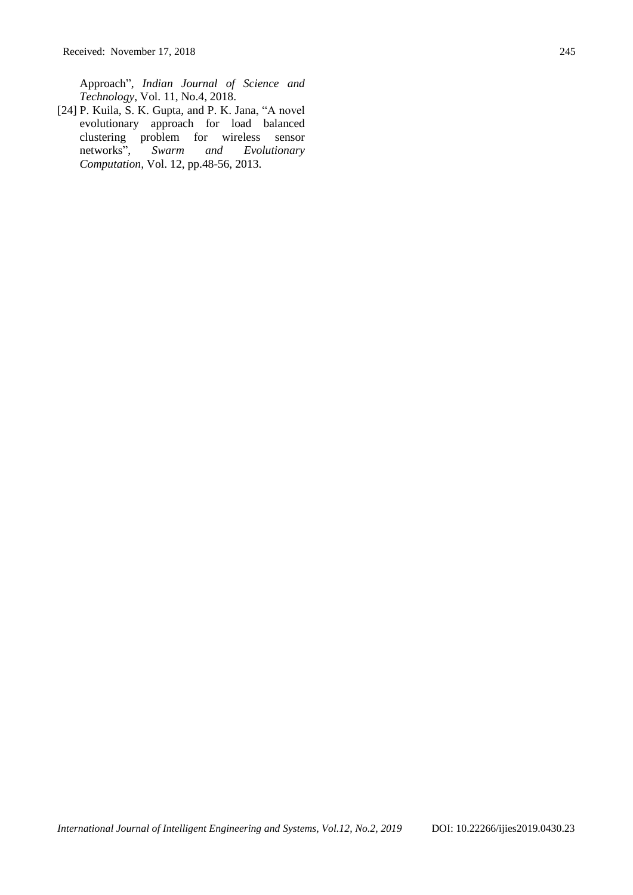Approach", *Indian Journal of Science and Technology*, Vol. 11, No.4, 2018.

[24] P. Kuila, S. K. Gupta, and P. K. Jana, "A novel evolutionary approach for load balanced clustering problem for wireless sensor networks", *Swarm and Evolutionary Computation*, Vol. 12, pp.48-56, 2013.